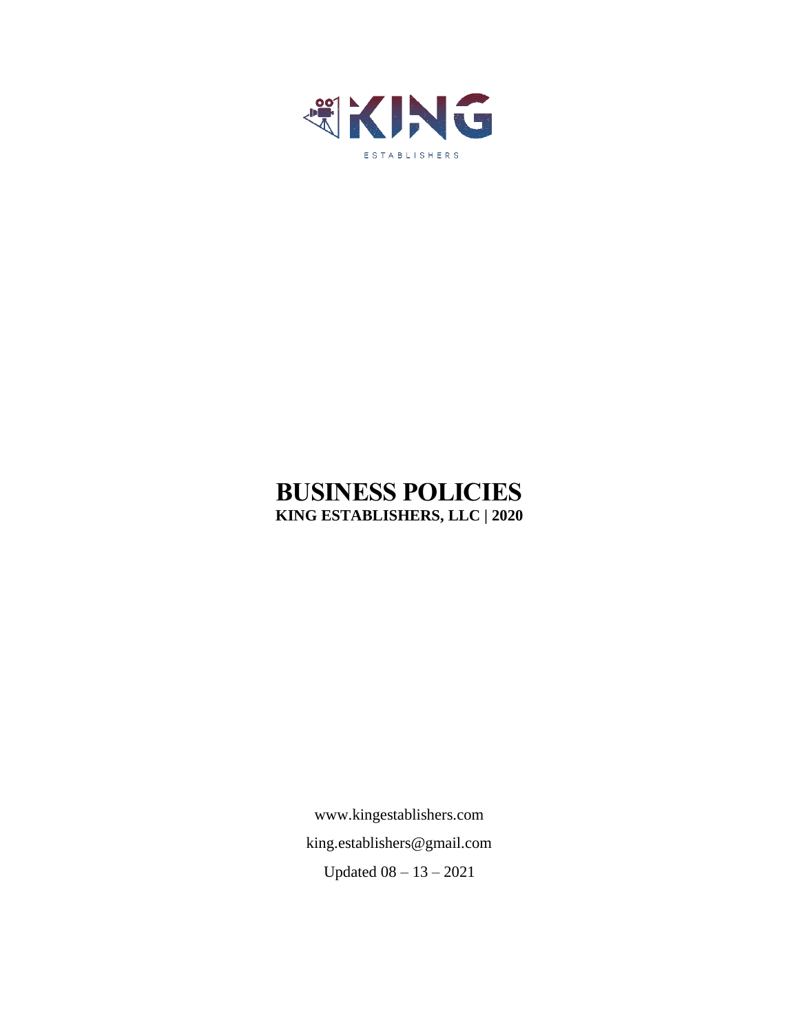KING

ESTABLISHERS

# BUSINESS POLICIES

**KING ESTABLISHERS, LLC | 2020**

www.kingestablishers.com

king.establishers@gmail.com

Updated 08 – 13 – 2021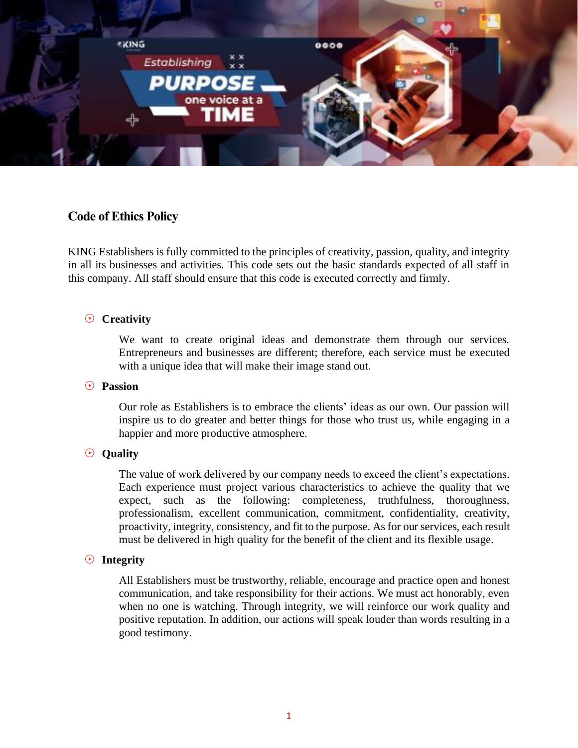## Code of Ethics Policy

KING Establishers is fully committed to the principles of creativity, passion, quality, and integrity in all its businesses and activities. This code sets out the basic standards expected of all staff in this company. All staff should ensure that this code is executed correctly and firmly.

- **Creativity**

  We want to create original ideas and demonstrate them through our services. Entrepreneurs and businesses are different; therefore, each service must be executed with a unique idea that will make their image stand out.

- **Passion**

  Our role as Establishers is to embrace the clients' ideas as our own. Our passion will inspire us to do greater and better things for those who trust us, while engaging in a happier and more productive atmosphere.

- **Quality**

  The value of work delivered by our company needs to exceed the client's expectations. Each experience must project various characteristics to achieve the quality that we expect, such as the following: completeness, truthfulness, thoroughness, professionalism, excellent communication, commitment, confidentiality, creativity, proactivity, integrity, consistency, and fit to the purpose. As for our services, each result must be delivered in high quality for the benefit of the client and its flexible usage.

- **Integrity**

  All Establishers must be trustworthy, reliable, encourage and practice open and honest communication, and take responsibility for their actions. We must act honorably, even when no one is watching. Through integrity, we will reinforce our work quality and positive reputation. In addition, our actions will speak louder than words resulting in a good testimony.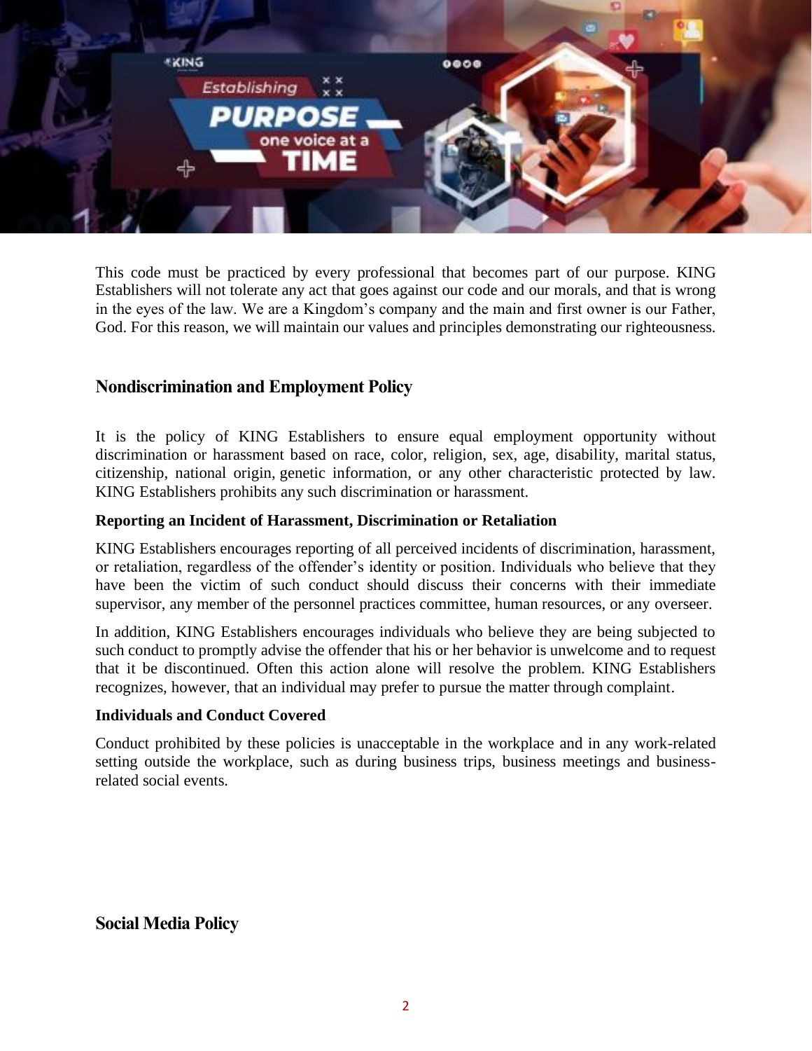This code must be practiced by every professional that becomes part of our purpose. KING Establishers will not tolerate any act that goes against our code and our morals, and that is wrong in the eyes of the law. We are a Kingdom's company and the main and first owner is our Father, God. For this reason, we will maintain our values and principles demonstrating our righteousness.

## Nondiscrimination and Employment Policy

It is the policy of KING Establishers to ensure equal employment opportunity without discrimination or harassment based on race, color, religion, sex, age, disability, marital status, citizenship, national origin, genetic information, or any other characteristic protected by law. KING Establishers prohibits any such discrimination or harassment.

### Reporting an Incident of Harassment, Discrimination or Retaliation

KING Establishers encourages reporting of all perceived incidents of discrimination, harassment, or retaliation, regardless of the offender's identity or position. Individuals who believe that they have been the victim of such conduct should discuss their concerns with their immediate supervisor, any member of the personnel practices committee, human resources, or any overseer.

In addition, KING Establishers encourages individuals who believe they are being subjected to such conduct to promptly advise the offender that his or her behavior is unwelcome and to request that it be discontinued. Often this action alone will resolve the problem. KING Establishers recognizes, however, that an individual may prefer to pursue the matter through complaint.

### Individuals and Conduct Covered

Conduct prohibited by these policies is unacceptable in the workplace and in any work-related setting outside the workplace, such as during business trips, business meetings and business-related social events.

## Social Media Policy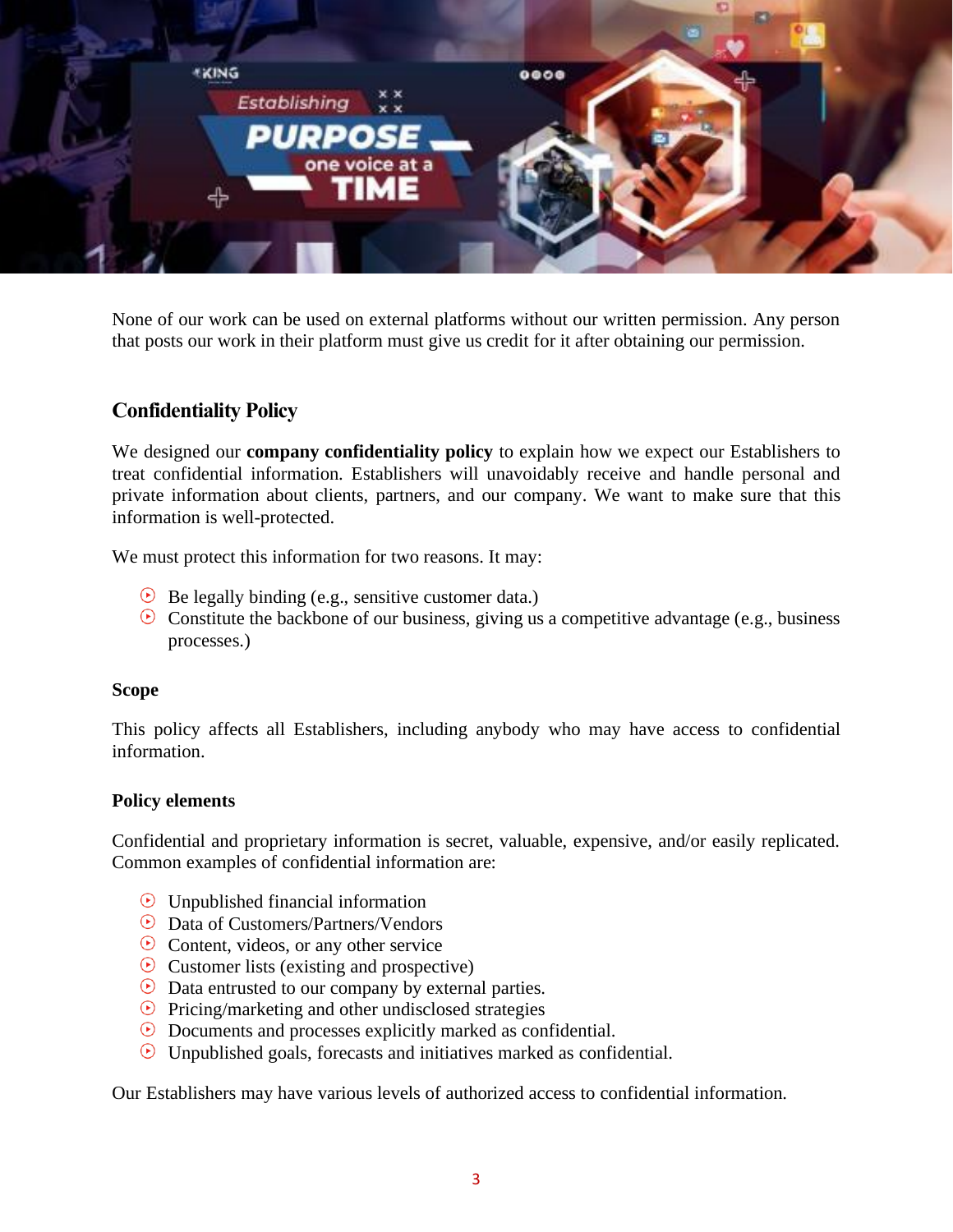None of our work can be used on external platforms without our written permission. Any person that posts our work in their platform must give us credit for it after obtaining our permission.

## Confidentiality Policy

We designed our **company confidentiality policy** to explain how we expect our Establishers to treat confidential information. Establishers will unavoidably receive and handle personal and private information about clients, partners, and our company. We want to make sure that this information is well-protected.

We must protect this information for two reasons. It may:

- Be legally binding (e.g., sensitive customer data.)
- Constitute the backbone of our business, giving us a competitive advantage (e.g., business processes.)

### Scope

This policy affects all Establishers, including anybody who may have access to confidential information.

### Policy elements

Confidential and proprietary information is secret, valuable, expensive, and/or easily replicated. Common examples of confidential information are:

- Unpublished financial information
- Data of Customers/Partners/Vendors
- Content, videos, or any other service
- Customer lists (existing and prospective)
- Data entrusted to our company by external parties.
- Pricing/marketing and other undisclosed strategies
- Documents and processes explicitly marked as confidential.
- Unpublished goals, forecasts and initiatives marked as confidential.

Our Establishers may have various levels of authorized access to confidential information.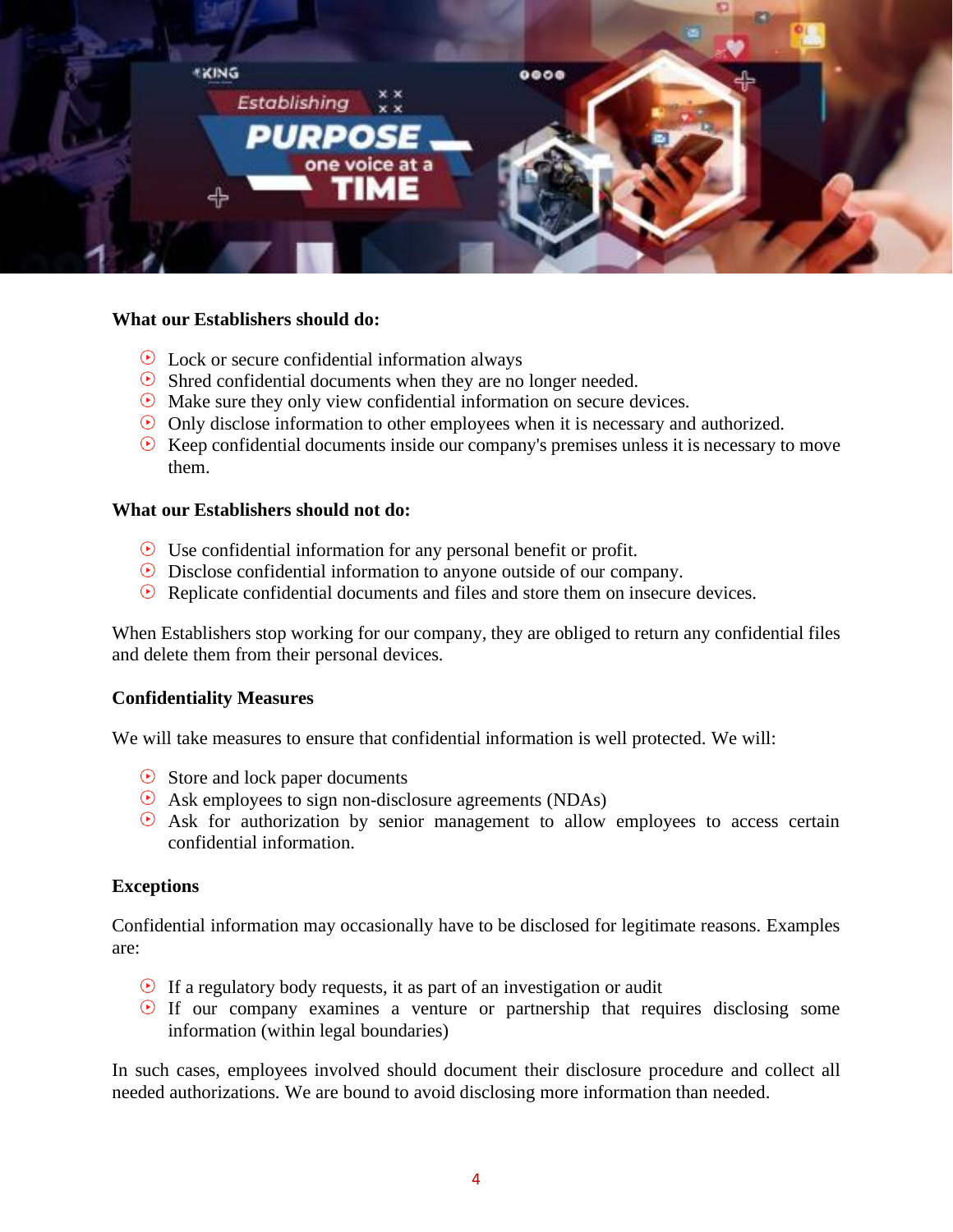**What our Establishers should do:**

- Lock or secure confidential information always
- Shred confidential documents when they are no longer needed.
- Make sure they only view confidential information on secure devices.
- Only disclose information to other employees when it is necessary and authorized.
- Keep confidential documents inside our company's premises unless it is necessary to move them.

**What our Establishers should not do:**

- Use confidential information for any personal benefit or profit.
- Disclose confidential information to anyone outside of our company.
- Replicate confidential documents and files and store them on insecure devices.

When Establishers stop working for our company, they are obliged to return any confidential files and delete them from their personal devices.

**Confidentiality Measures**

We will take measures to ensure that confidential information is well protected. We will:

- Store and lock paper documents
- Ask employees to sign non-disclosure agreements (NDAs)
- Ask for authorization by senior management to allow employees to access certain confidential information.

**Exceptions**

Confidential information may occasionally have to be disclosed for legitimate reasons. Examples are:

- If a regulatory body requests, it as part of an investigation or audit
- If our company examines a venture or partnership that requires disclosing some information (within legal boundaries)

In such cases, employees involved should document their disclosure procedure and collect all needed authorizations. We are bound to avoid disclosing more information than needed.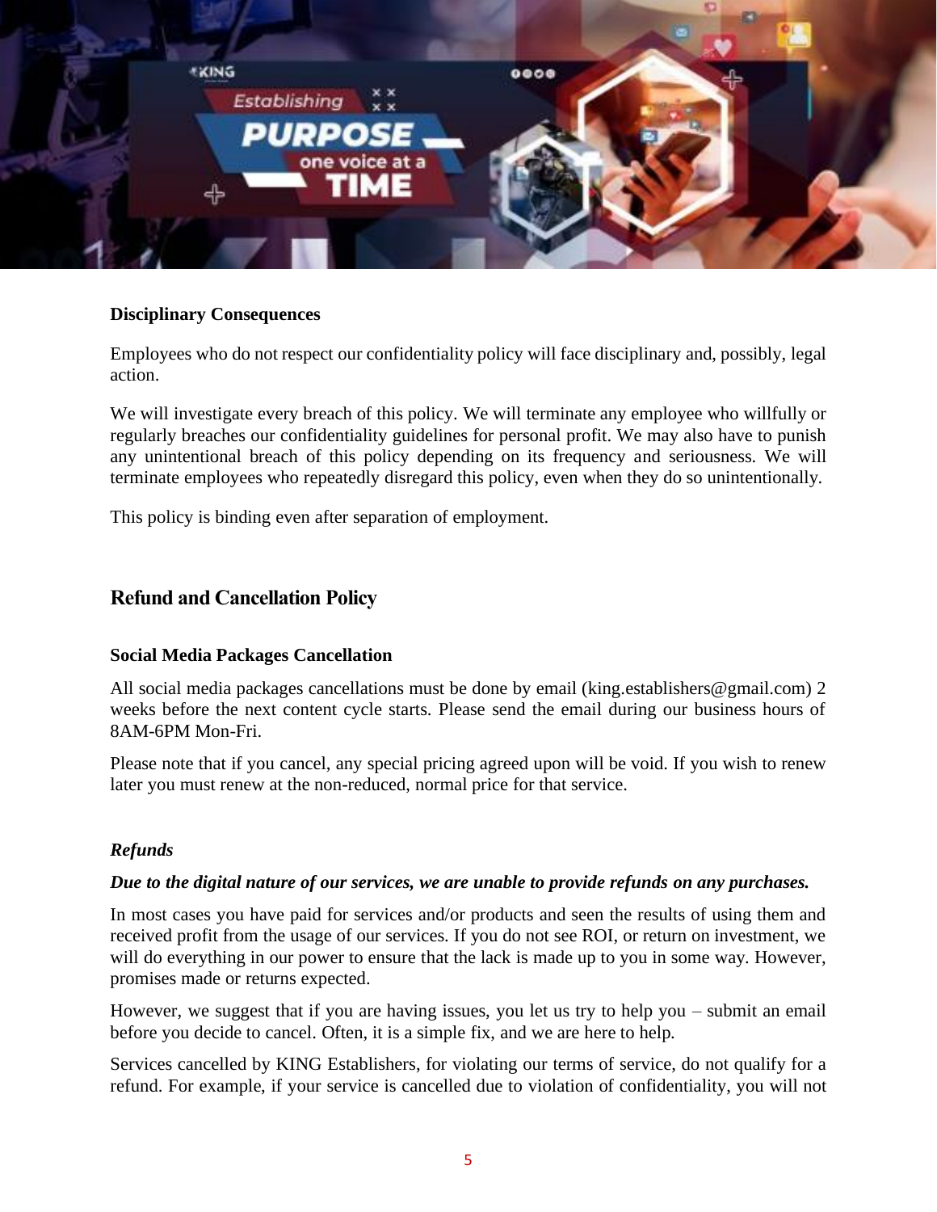### Disciplinary Consequences

Employees who do not respect our confidentiality policy will face disciplinary and, possibly, legal action.

We will investigate every breach of this policy. We will terminate any employee who willfully or regularly breaches our confidentiality guidelines for personal profit. We may also have to punish any unintentional breach of this policy depending on its frequency and seriousness. We will terminate employees who repeatedly disregard this policy, even when they do so unintentionally.

This policy is binding even after separation of employment.

## Refund and Cancellation Policy

### Social Media Packages Cancellation

All social media packages cancellations must be done by email (king.establishers@gmail.com) 2 weeks before the next content cycle starts. Please send the email during our business hours of 8AM-6PM Mon-Fri.

Please note that if you cancel, any special pricing agreed upon will be void. If you wish to renew later you must renew at the non-reduced, normal price for that service.

### *Refunds*

***Due to the digital nature of our services, we are unable to provide refunds on any purchases.***

In most cases you have paid for services and/or products and seen the results of using them and received profit from the usage of our services. If you do not see ROI, or return on investment, we will do everything in our power to ensure that the lack is made up to you in some way. However, promises made or returns expected.

However, we suggest that if you are having issues, you let us try to help you – submit an email before you decide to cancel. Often, it is a simple fix, and we are here to help.

Services cancelled by KING Establishers, for violating our terms of service, do not qualify for a refund. For example, if your service is cancelled due to violation of confidentiality, you will not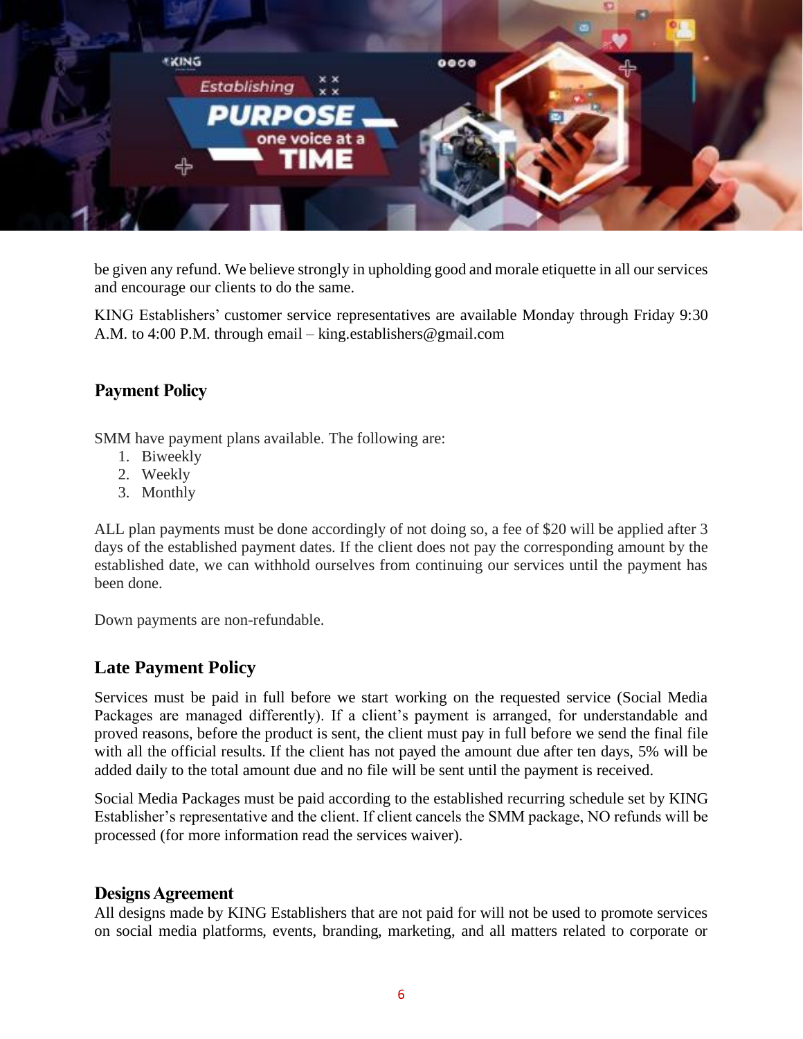be given any refund. We believe strongly in upholding good and morale etiquette in all our services and encourage our clients to do the same.

KING Establishers' customer service representatives are available Monday through Friday 9:30 A.M. to 4:00 P.M. through email – king.establishers@gmail.com

## Payment Policy

SMM have payment plans available. The following are:

1. Biweekly
2. Weekly
3. Monthly

ALL plan payments must be done accordingly of not doing so, a fee of $20 will be applied after 3 days of the established payment dates. If the client does not pay the corresponding amount by the established date, we can withhold ourselves from continuing our services until the payment has been done.

Down payments are non-refundable.

## Late Payment Policy

Services must be paid in full before we start working on the requested service (Social Media Packages are managed differently). If a client's payment is arranged, for understandable and proved reasons, before the product is sent, the client must pay in full before we send the final file with all the official results. If the client has not payed the amount due after ten days, 5% will be added daily to the total amount due and no file will be sent until the payment is received.

Social Media Packages must be paid according to the established recurring schedule set by KING Establisher's representative and the client. If client cancels the SMM package, NO refunds will be processed (for more information read the services waiver).

## Designs Agreement

All designs made by KING Establishers that are not paid for will not be used to promote services on social media platforms, events, branding, marketing, and all matters related to corporate or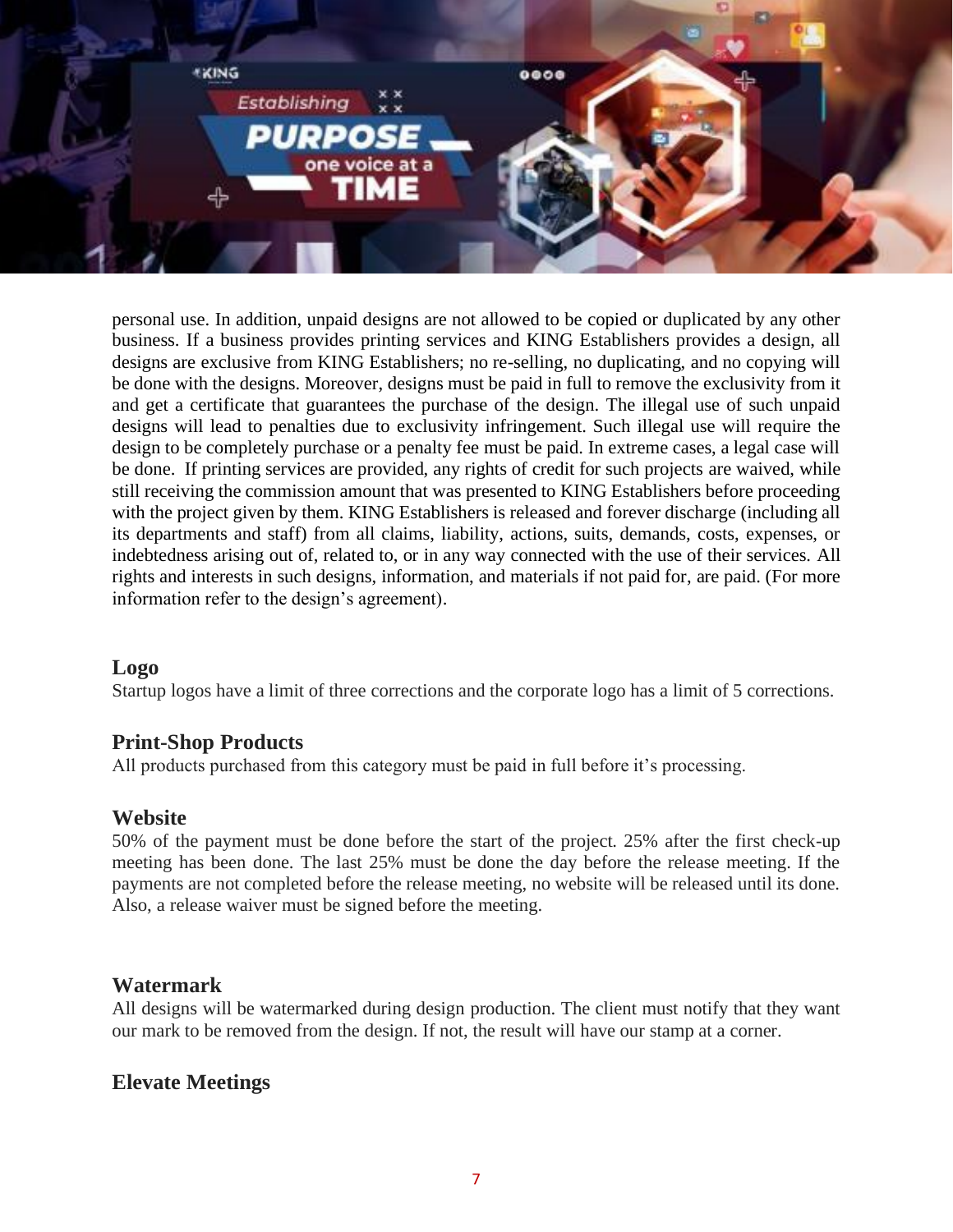personal use. In addition, unpaid designs are not allowed to be copied or duplicated by any other business. If a business provides printing services and KING Establishers provides a design, all designs are exclusive from KING Establishers; no re-selling, no duplicating, and no copying will be done with the designs. Moreover, designs must be paid in full to remove the exclusivity from it and get a certificate that guarantees the purchase of the design. The illegal use of such unpaid designs will lead to penalties due to exclusivity infringement. Such illegal use will require the design to be completely purchase or a penalty fee must be paid. In extreme cases, a legal case will be done. If printing services are provided, any rights of credit for such projects are waived, while still receiving the commission amount that was presented to KING Establishers before proceeding with the project given by them. KING Establishers is released and forever discharge (including all its departments and staff) from all claims, liability, actions, suits, demands, costs, expenses, or indebtedness arising out of, related to, or in any way connected with the use of their services. All rights and interests in such designs, information, and materials if not paid for, are paid. (For more information refer to the design's agreement).

## Logo

Startup logos have a limit of three corrections and the corporate logo has a limit of 5 corrections.

## Print-Shop Products

All products purchased from this category must be paid in full before it's processing.

## Website

50% of the payment must be done before the start of the project. 25% after the first check-up meeting has been done. The last 25% must be done the day before the release meeting. If the payments are not completed before the release meeting, no website will be released until its done. Also, a release waiver must be signed before the meeting.

## Watermark

All designs will be watermarked during design production. The client must notify that they want our mark to be removed from the design. If not, the result will have our stamp at a corner.

## Elevate Meetings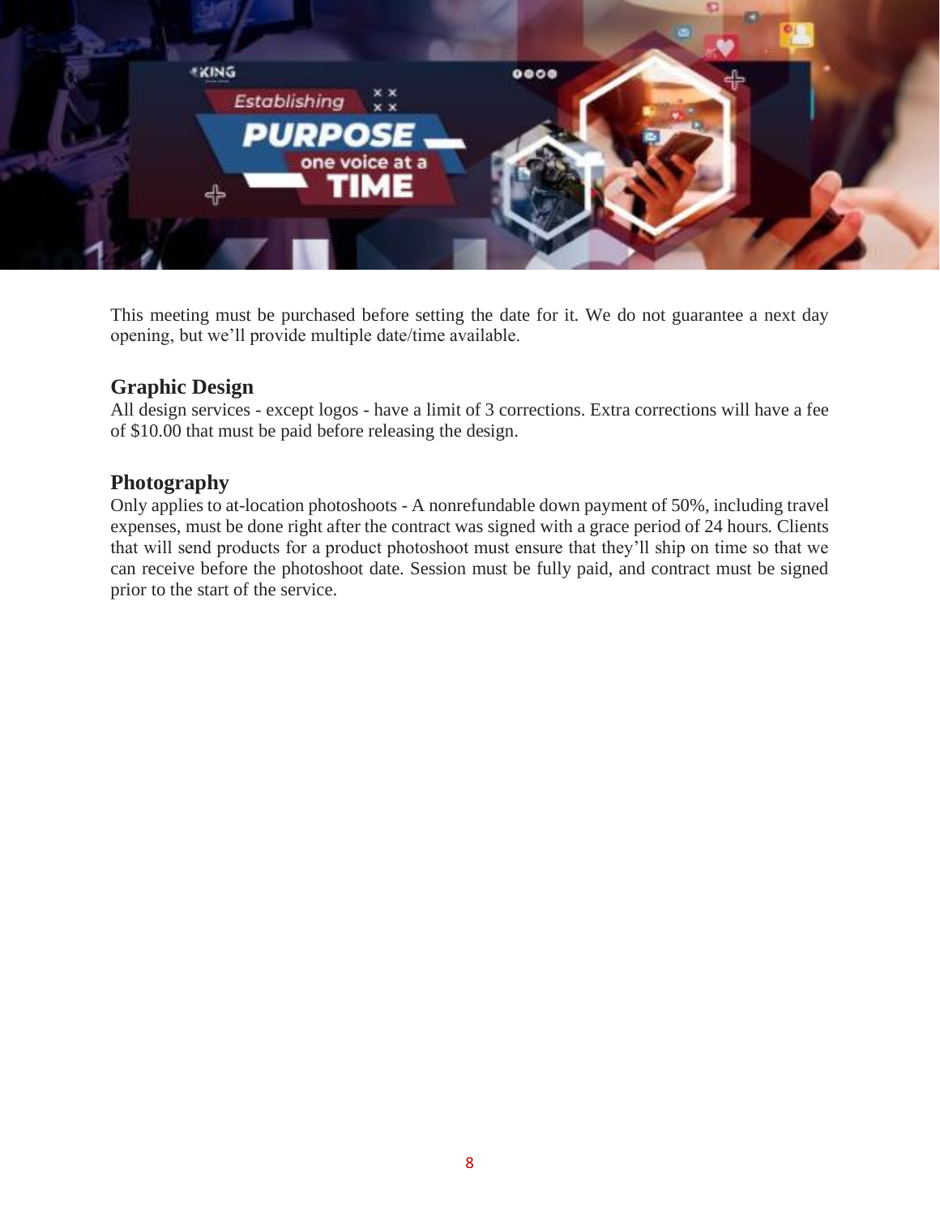This meeting must be purchased before setting the date for it. We do not guarantee a next day opening, but we'll provide multiple date/time available.

## Graphic Design

All design services - except logos - have a limit of 3 corrections. Extra corrections will have a fee of $10.00 that must be paid before releasing the design.

## Photography

Only applies to at-location photoshoots - A nonrefundable down payment of 50%, including travel expenses, must be done right after the contract was signed with a grace period of 24 hours. Clients that will send products for a product photoshoot must ensure that they'll ship on time so that we can receive before the photoshoot date. Session must be fully paid, and contract must be signed prior to the start of the service.